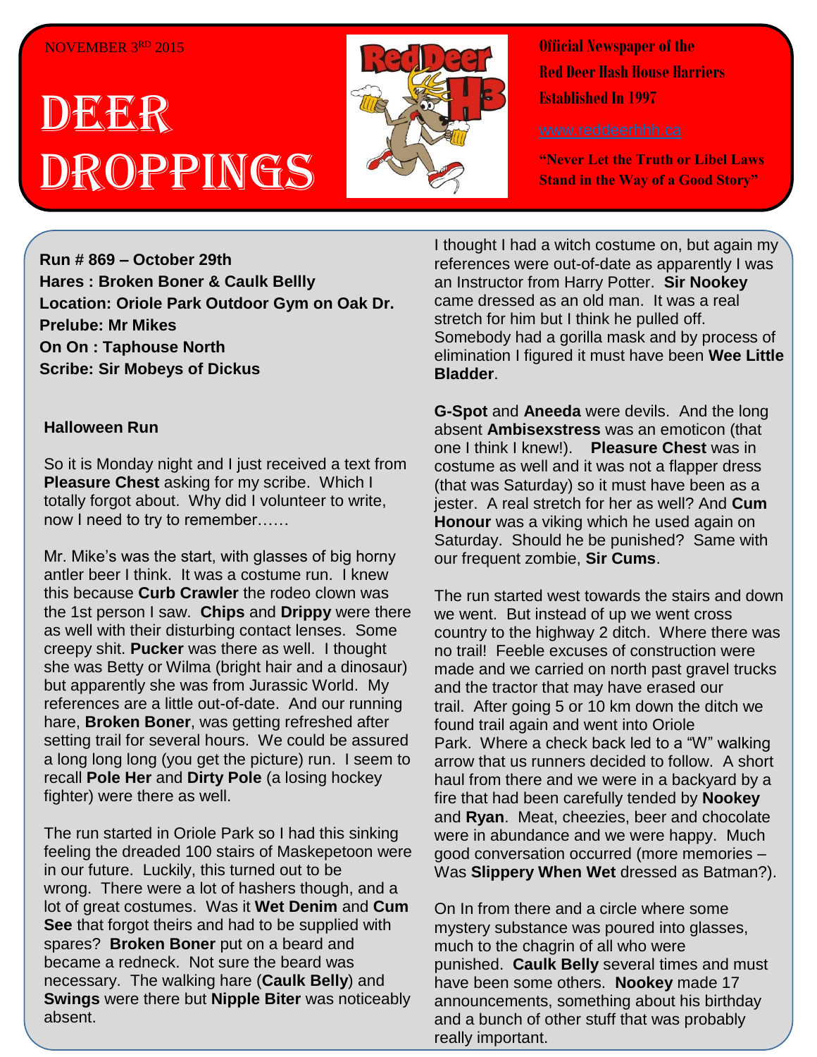NOVEMBER 3RD 2015

# DEER DROPPINGS

**Official Newspaper of the Red Deer Hash House Harriers Established In 1997**

www.reddeerhhh.ca

**"Never Let the Truth or Libel Laws Stand in the Way of a Good Story"**

**Run # 869 – October 29th**
**Hares : Broken Boner & Caulk Bellly**
**Location: Oriole Park Outdoor Gym on Oak Dr.**
**Prelube: Mr Mikes**
**On On : Taphouse North**
**Scribe: Sir Mobeys of Dickus**

### Halloween Run

So it is Monday night and I just received a text from **Pleasure Chest** asking for my scribe. Which I totally forgot about. Why did I volunteer to write, now I need to try to remember……

Mr. Mike's was the start, with glasses of big horny antler beer I think. It was a costume run. I knew this because **Curb Crawler** the rodeo clown was the 1st person I saw. **Chips** and **Drippy** were there as well with their disturbing contact lenses. Some creepy shit. **Pucker** was there as well. I thought she was Betty or Wilma (bright hair and a dinosaur) but apparently she was from Jurassic World. My references are a little out-of-date. And our running hare, **Broken Boner**, was getting refreshed after setting trail for several hours. We could be assured a long long long (you get the picture) run. I seem to recall **Pole Her** and **Dirty Pole** (a losing hockey fighter) were there as well.

The run started in Oriole Park so I had this sinking feeling the dreaded 100 stairs of Maskepetoon were in our future. Luckily, this turned out to be wrong. There were a lot of hashers though, and a lot of great costumes. Was it **Wet Denim** and **Cum See** that forgot theirs and had to be supplied with spares? **Broken Boner** put on a beard and became a redneck. Not sure the beard was necessary. The walking hare (**Caulk Belly**) and **Swings** were there but **Nipple Biter** was noticeably absent.

I thought I had a witch costume on, but again my references were out-of-date as apparently I was an Instructor from Harry Potter. **Sir Nookey** came dressed as an old man. It was a real stretch for him but I think he pulled off. Somebody had a gorilla mask and by process of elimination I figured it must have been **Wee Little Bladder**.

**G-Spot** and **Aneeda** were devils. And the long absent **Ambisexstress** was an emoticon (that one I think I knew!). **Pleasure Chest** was in costume as well and it was not a flapper dress (that was Saturday) so it must have been as a jester. A real stretch for her as well? And **Cum Honour** was a viking which he used again on Saturday. Should he be punished? Same with our frequent zombie, **Sir Cums**.

The run started west towards the stairs and down we went. But instead of up we went cross country to the highway 2 ditch. Where there was no trail! Feeble excuses of construction were made and we carried on north past gravel trucks and the tractor that may have erased our trail. After going 5 or 10 km down the ditch we found trail again and went into Oriole Park. Where a check back led to a "W" walking arrow that us runners decided to follow. A short haul from there and we were in a backyard by a fire that had been carefully tended by **Nookey** and **Ryan**. Meat, cheezies, beer and chocolate were in abundance and we were happy. Much good conversation occurred (more memories – Was **Slippery When Wet** dressed as Batman?).

On In from there and a circle where some mystery substance was poured into glasses, much to the chagrin of all who were punished. **Caulk Belly** several times and must have been some others. **Nookey** made 17 announcements, something about his birthday and a bunch of other stuff that was probably really important.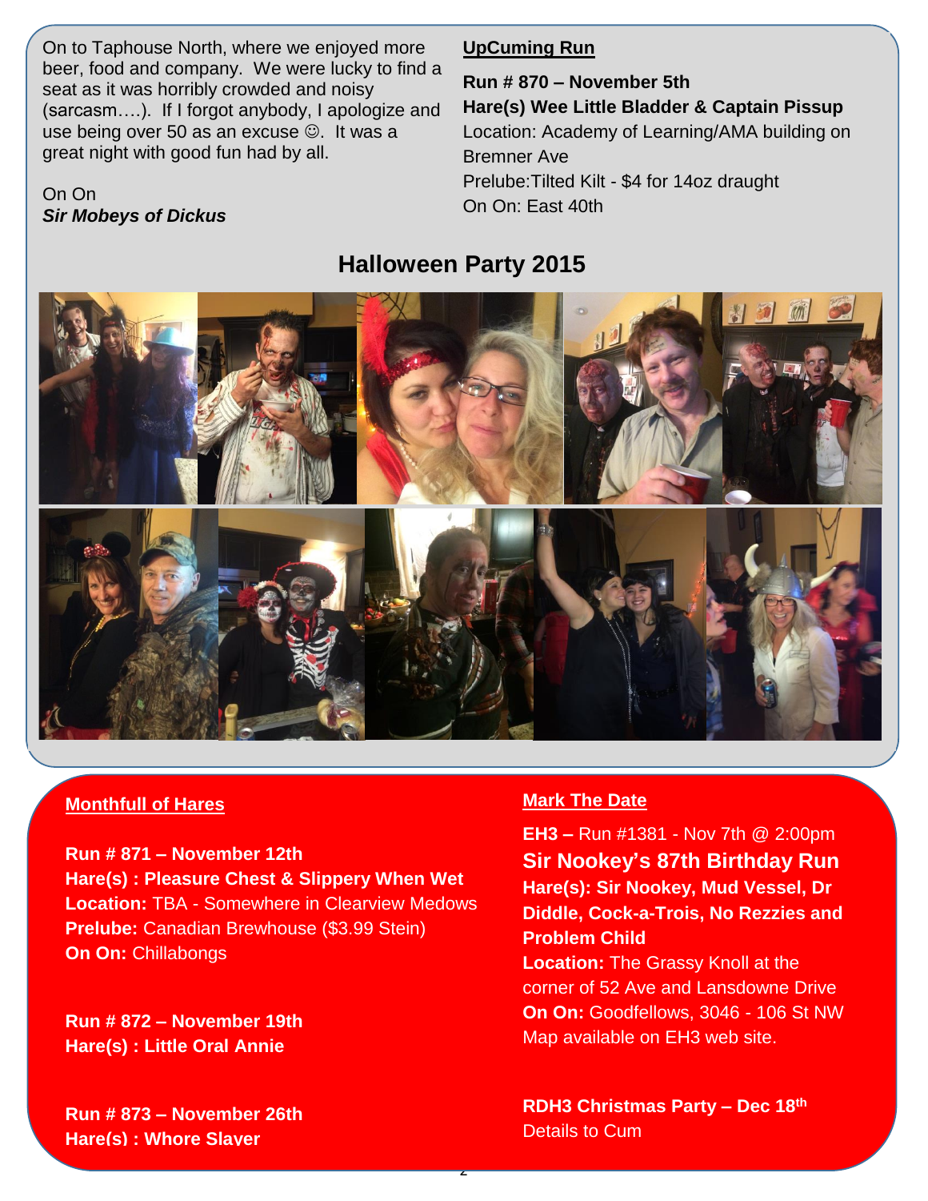On to Taphouse North, where we enjoyed more beer, food and company. We were lucky to find a seat as it was horribly crowded and noisy (sarcasm….). If I forgot anybody, I apologize and use being over 50 as an excuse ☺. It was a great night with good fun had by all.

On On
***Sir Mobeys of Dickus***

## UpCuming Run

**Run # 870 – November 5th**
**Hare(s) Wee Little Bladder & Captain Pissup**
Location: Academy of Learning/AMA building on Bremner Ave
Prelube:Tilted Kilt - $4 for 14oz draught
On On: East 40th

## Halloween Party 2015

## Monthfull of Hares

**Run # 871 – November 12th**
**Hare(s) : Pleasure Chest & Slippery When Wet**
**Location:** TBA - Somewhere in Clearview Medows
**Prelube:** Canadian Brewhouse ($3.99 Stein)
**On On:** Chillabongs

**Run # 872 – November 19th**
**Hare(s) : Little Oral Annie**

**Run # 873 – November 26th**
**Hare(s) : Whore Slayer**

## Mark The Date

**EH3 –** Run #1381 - Nov 7th @ 2:00pm
**Sir Nookey's 87th Birthday Run**
**Hare(s): Sir Nookey, Mud Vessel, Dr Diddle, Cock-a-Trois, No Rezzies and Problem Child**
**Location:** The Grassy Knoll at the corner of 52 Ave and Lansdowne Drive
**On On:** Goodfellows, 3046 - 106 St NW
Map available on EH3 web site.

**RDH3 Christmas Party – Dec 18th**
Details to Cum